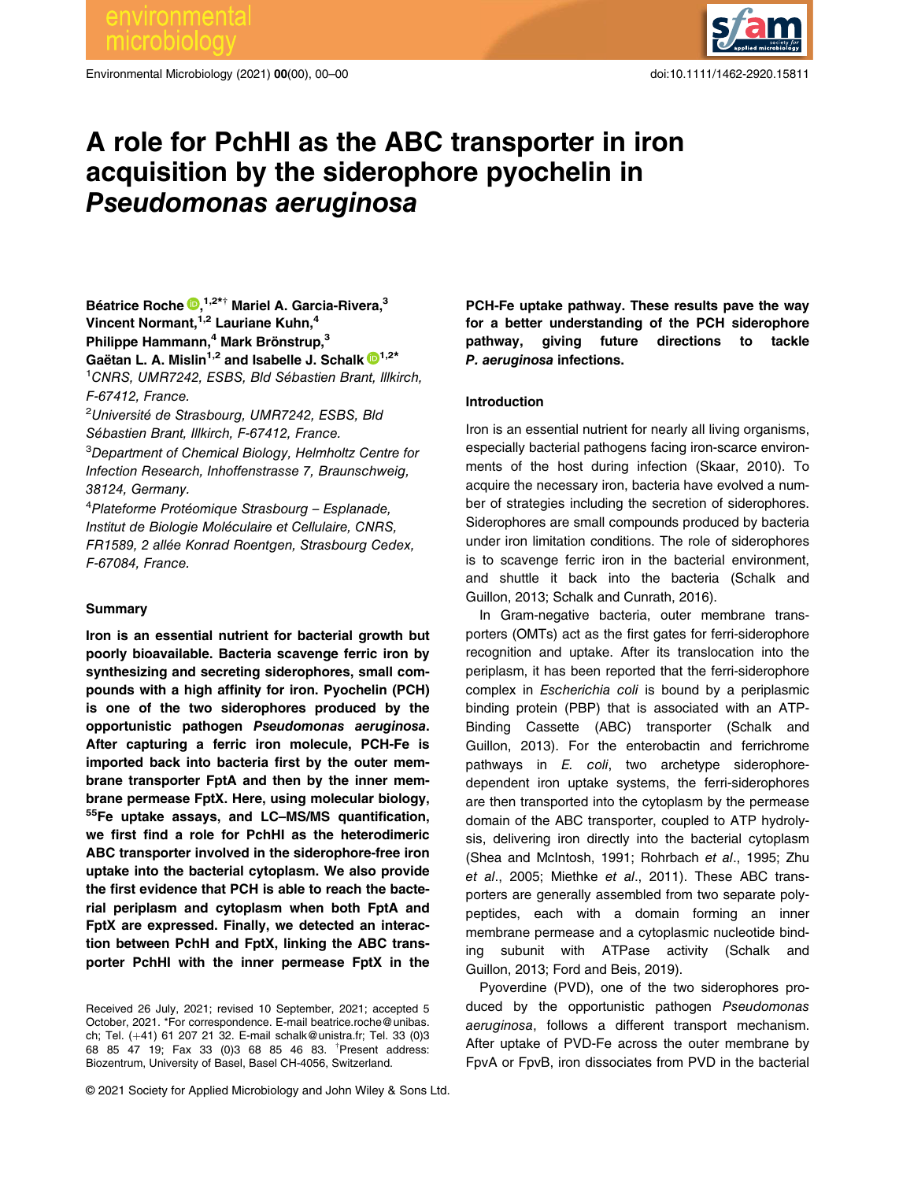doi:10.1111/1462-2920.15811

# A role for PchHI as the ABC transporter in iron acquisition by the siderophore pyochelin in *Pseudomonas aeruginosa*

**Béatrice Roche**,[1,2*†] **Mariel A. Garcia-Rivera**,[3] **Vincent Normant**,[1,2] **Lauriane Kuhn**,[4] **Philippe Hammann**,[4] **Mark Brönstrup**,[3] **Gaëtan L. A. Mislin**[1,2] **and Isabelle J. Schalk**[1,2*]

[1]*CNRS, UMR7242, ESBS, Bld Sébastien Brant, Illkirch, F-67412, France.*

[2]*Université de Strasbourg, UMR7242, ESBS, Bld Sébastien Brant, Illkirch, F-67412, France.*

[3]*Department of Chemical Biology, Helmholtz Centre for Infection Research, Inhoffenstrasse 7, Braunschweig, 38124, Germany.*

[4]*Plateforme Protéomique Strasbourg – Esplanade, Institut de Biologie Moléculaire et Cellulaire, CNRS, FR1589, 2 allée Konrad Roentgen, Strasbourg Cedex, F-67084, France.*

## Summary

**Iron is an essential nutrient for bacterial growth but poorly bioavailable. Bacteria scavenge ferric iron by synthesizing and secreting siderophores, small compounds with a high affinity for iron. Pyochelin (PCH) is one of the two siderophores produced by the opportunistic pathogen *Pseudomonas aeruginosa*. After capturing a ferric iron molecule, PCH-Fe is imported back into bacteria first by the outer membrane transporter FptA and then by the inner membrane permease FptX. Here, using molecular biology, $^{55}$Fe uptake assays, and LC–MS/MS quantification, we first find a role for PchHI as the heterodimeric ABC transporter involved in the siderophore-free iron uptake into the bacterial cytoplasm. We also provide the first evidence that PCH is able to reach the bacterial periplasm and cytoplasm when both FptA and FptX are expressed. Finally, we detected an interaction between PchH and FptX, linking the ABC transporter PchHI with the inner permease FptX in the PCH-Fe uptake pathway. These results pave the way for a better understanding of the PCH siderophore pathway, giving future directions to tackle *P. aeruginosa* infections.**

Received 26 July, 2021; revised 10 September, 2021; accepted 5 October, 2021. *For correspondence. E-mail beatrice.roche@unibas.ch; Tel. (+41) 61 207 21 32. E-mail schalk@unistra.fr; Tel. 33 (0)3 68 85 47 19; Fax 33 (0)3 68 85 46 83. †Present address: Biozentrum, University of Basel, Basel CH-4056, Switzerland.

© 2021 Society for Applied Microbiology and John Wiley & Sons Ltd.

## Introduction

Iron is an essential nutrient for nearly all living organisms, especially bacterial pathogens facing iron-scarce environments of the host during infection (Skaar, 2010). To acquire the necessary iron, bacteria have evolved a number of strategies including the secretion of siderophores. Siderophores are small compounds produced by bacteria under iron limitation conditions. The role of siderophores is to scavenge ferric iron in the bacterial environment, and shuttle it back into the bacteria (Schalk and Guillon, 2013; Schalk and Cunrath, 2016).

In Gram-negative bacteria, outer membrane transporters (OMTs) act as the first gates for ferri-siderophore recognition and uptake. After its translocation into the periplasm, it has been reported that the ferri-siderophore complex in *Escherichia coli* is bound by a periplasmic binding protein (PBP) that is associated with an ATP-Binding Cassette (ABC) transporter (Schalk and Guillon, 2013). For the enterobactin and ferrichrome pathways in *E. coli*, two archetype siderophore-dependent iron uptake systems, the ferri-siderophores are then transported into the cytoplasm by the permease domain of the ABC transporter, coupled to ATP hydrolysis, delivering iron directly into the bacterial cytoplasm (Shea and McIntosh, 1991; Rohrbach *et al*., 1995; Zhu *et al*., 2005; Miethke *et al*., 2011). These ABC transporters are generally assembled from two separate polypeptides, each with a domain forming an inner membrane permease and a cytoplasmic nucleotide binding subunit with ATPase activity (Schalk and Guillon, 2013; Ford and Beis, 2019).

Pyoverdine (PVD), one of the two siderophores produced by the opportunistic pathogen *Pseudomonas aeruginosa*, follows a different transport mechanism. After uptake of PVD-Fe across the outer membrane by FpvA or FpvB, iron dissociates from PVD in the bacterial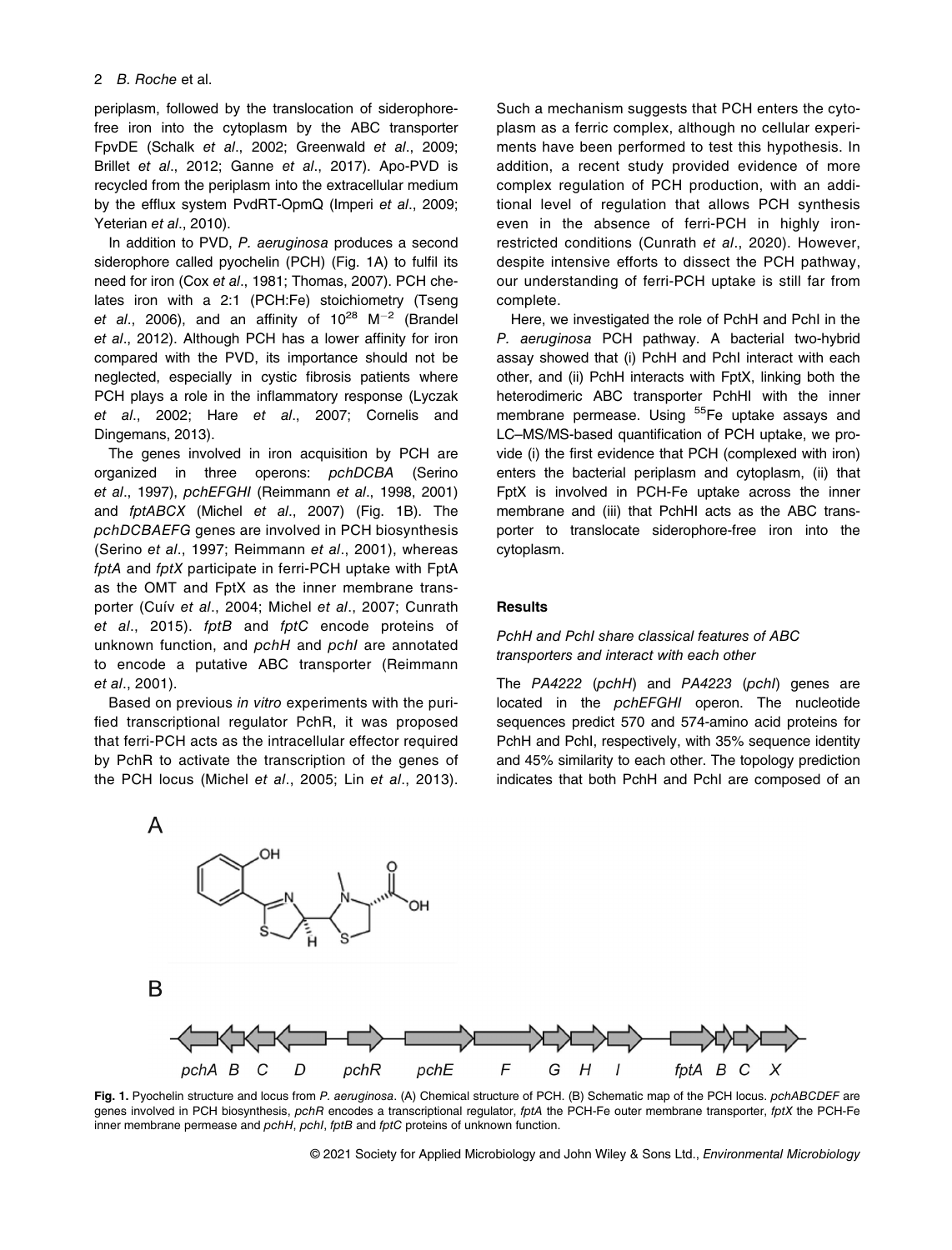periplasm, followed by the translocation of siderophore-free iron into the cytoplasm by the ABC transporter FpvDE (Schalk *et al*., 2002; Greenwald *et al*., 2009; Brillet *et al*., 2012; Ganne *et al*., 2017). Apo-PVD is recycled from the periplasm into the extracellular medium by the efflux system PvdRT-OpmQ (Imperi *et al*., 2009; Yeterian *et al*., 2010).

In addition to PVD, *P. aeruginosa* produces a second siderophore called pyochelin (PCH) (Fig. 1A) to fulfil its need for iron (Cox *et al*., 1981; Thomas, 2007). PCH chelates iron with a 2:1 (PCH:Fe) stoichiometry (Tseng *et al*., 2006), and an affinity of $10^{28}$ $M^{-2}$ (Brandel *et al*., 2012). Although PCH has a lower affinity for iron compared with the PVD, its importance should not be neglected, especially in cystic fibrosis patients where PCH plays a role in the inflammatory response (Lyczak *et al*., 2002; Hare *et al*., 2007; Cornelis and Dingemans, 2013).

The genes involved in iron acquisition by PCH are organized in three operons: *pchDCBA* (Serino *et al*., 1997), *pchEFGHI* (Reimmann *et al*., 1998, 2001) and *fptABCX* (Michel *et al*., 2007) (Fig. 1B). The *pchDCBAEFG* genes are involved in PCH biosynthesis (Serino *et al*., 1997; Reimmann *et al*., 2001), whereas *fptA* and *fptX* participate in ferri-PCH uptake with FptA as the OMT and FptX as the inner membrane transporter (Cuív *et al*., 2004; Michel *et al*., 2007; Cunrath *et al*., 2015). *fptB* and *fptC* encode proteins of unknown function, and *pchH* and *pchI* are annotated to encode a putative ABC transporter (Reimmann *et al*., 2001).

Based on previous *in vitro* experiments with the purified transcriptional regulator PchR, it was proposed that ferri-PCH acts as the intracellular effector required by PchR to activate the transcription of the genes of the PCH locus (Michel *et al*., 2005; Lin *et al*., 2013). Such a mechanism suggests that PCH enters the cytoplasm as a ferric complex, although no cellular experiments have been performed to test this hypothesis. In addition, a recent study provided evidence of more complex regulation of PCH production, with an additional level of regulation that allows PCH synthesis even in the absence of ferri-PCH in highly iron-restricted conditions (Cunrath *et al*., 2020). However, despite intensive efforts to dissect the PCH pathway, our understanding of ferri-PCH uptake is still far from complete.

Here, we investigated the role of PchH and PchI in the *P. aeruginosa* PCH pathway. A bacterial two-hybrid assay showed that (i) PchH and PchI interact with each other, and (ii) PchH interacts with FptX, linking both the heterodimeric ABC transporter PchHI with the inner membrane permease. Using $^{55}$Fe uptake assays and LC–MS/MS-based quantification of PCH uptake, we provide (i) the first evidence that PCH (complexed with iron) enters the bacterial periplasm and cytoplasm, (ii) that FptX is involved in PCH-Fe uptake across the inner membrane and (iii) that PchHI acts as the ABC transporter to translocate siderophore-free iron into the cytoplasm.

## Results

### *PchH and PchI share classical features of ABC transporters and interact with each other*

The *PA4222* (*pchH*) and *PA4223* (*pchI*) genes are located in the *pchEFGHI* operon. The nucleotide sequences predict 570 and 574-amino acid proteins for PchH and PchI, respectively, with 35% sequence identity and 45% similarity to each other. The topology prediction indicates that both PchH and PchI are composed of an

A

B

pchA B C D pchR pchE F G H I fptA B C X

**Fig. 1.** Pyochelin structure and locus from *P. aeruginosa*. (A) Chemical structure of PCH. (B) Schematic map of the PCH locus. *pchABCDEF* are genes involved in PCH biosynthesis, *pchR* encodes a transcriptional regulator, *fptA* the PCH-Fe outer membrane transporter, *fptX* the PCH-Fe inner membrane permease and *pchH*, *pchI*, *fptB* and *fptC* proteins of unknown function.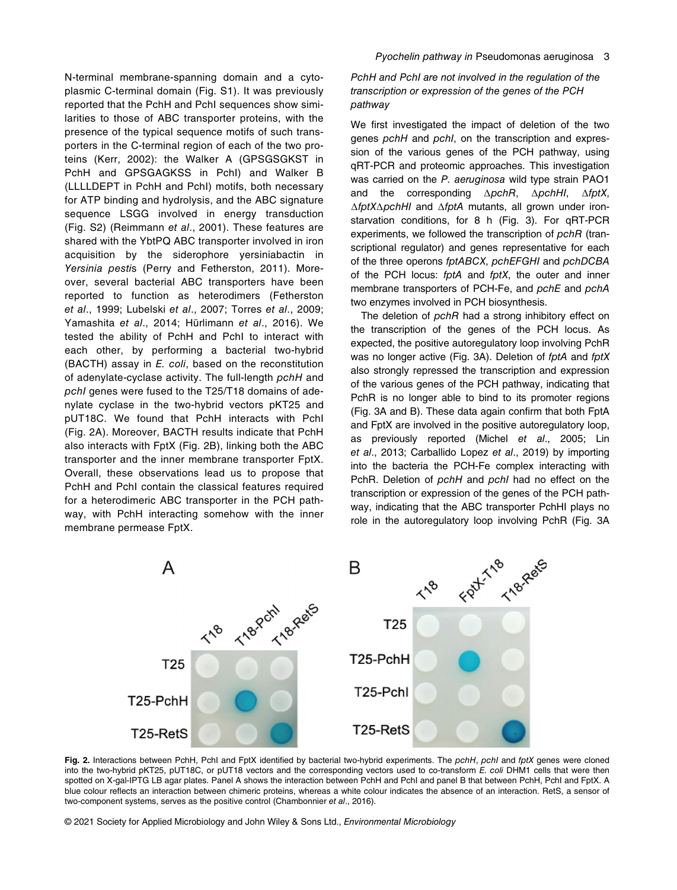N-terminal membrane-spanning domain and a cytoplasmic C-terminal domain (Fig. S1). It was previously reported that the PchH and PchI sequences show similarities to those of ABC transporter proteins, with the presence of the typical sequence motifs of such transporters in the C-terminal region of each of the two proteins (Kerr, 2002): the Walker A (GPSGSGKST in PchH and GPSGAGKSS in PchI) and Walker B (LLLLDEPT in PchH and PchI) motifs, both necessary for ATP binding and hydrolysis, and the ABC signature sequence LSGG involved in energy transduction (Fig. S2) (Reimmann *et al*., 2001). These features are shared with the YbtPQ ABC transporter involved in iron acquisition by the siderophore yersiniabactin in *Yersinia pestis* (Perry and Fetherston, 2011). Moreover, several bacterial ABC transporters have been reported to function as heterodimers (Fetherston *et al*., 1999; Lubelski *et al*., 2007; Torres *et al*., 2009; Yamashita *et al*., 2014; Hürlimann *et al*., 2016). We tested the ability of PchH and PchI to interact with each other, by performing a bacterial two-hybrid (BACTH) assay in *E. coli*, based on the reconstitution of adenylate-cyclase activity. The full-length *pchH* and *pchI* genes were fused to the T25/T18 domains of adenylate cyclase in the two-hybrid vectors pKT25 and pUT18C. We found that PchH interacts with PchI (Fig. 2A). Moreover, BACTH results indicate that PchH also interacts with FptX (Fig. 2B), linking both the ABC transporter and the inner membrane transporter FptX. Overall, these observations lead us to propose that PchH and PchI contain the classical features required for a heterodimeric ABC transporter in the PCH pathway, with PchH interacting somehow with the inner membrane permease FptX.

### *PchH and PchI are not involved in the regulation of the transcription or expression of the genes of the PCH pathway*

We first investigated the impact of deletion of the two genes *pchH* and *pchI*, on the transcription and expression of the various genes of the PCH pathway, using qRT-PCR and proteomic approaches. This investigation was carried on the *P. aeruginosa* wild type strain PAO1 and the corresponding Δ*pchR*, Δ*pchHI*, Δ*fptX*, Δ*fptX*Δ*pchHI* and Δ*fptA* mutants, all grown under iron-starvation conditions, for 8 h (Fig. 3). For qRT-PCR experiments, we followed the transcription of *pchR* (transcriptional regulator) and genes representative for each of the three operons *fptABCX*, *pchEFGHI* and *pchDCBA* of the PCH locus: *fptA* and *fptX*, the outer and inner membrane transporters of PCH-Fe, and *pchE* and *pchA* two enzymes involved in PCH biosynthesis.

The deletion of *pchR* had a strong inhibitory effect on the transcription of the genes of the PCH locus. As expected, the positive autoregulatory loop involving PchR was no longer active (Fig. 3A). Deletion of *fptA* and *fptX* also strongly repressed the transcription and expression of the various genes of the PCH pathway, indicating that PchR is no longer able to bind to its promoter regions (Fig. 3A and B). These data again confirm that both FptA and FptX are involved in the positive autoregulatory loop, as previously reported (Michel *et al*., 2005; Lin *et al*., 2013; Carballido Lopez *et al*., 2019) by importing into the bacteria the PCH-Fe complex interacting with PchR. Deletion of *pchH* and *pchI* had no effect on the transcription or expression of the genes of the PCH pathway, indicating that the ABC transporter PchHI plays no role in the autoregulatory loop involving PchR (Fig. 3A

**Fig. 2.** Interactions between PchH, PchI and FptX identified by bacterial two-hybrid experiments. The *pchH*, *pchI* and *fptX* genes were cloned into the two-hybrid pKT25, pUT18C, or pUT18 vectors and the corresponding vectors used to co-transform *E. coli* DHM1 cells that were then spotted on X-gal-IPTG LB agar plates. Panel A shows the interaction between PchH and PchI and panel B that between PchH, PchI and FptX. A blue colour reflects an interaction between chimeric proteins, whereas a white colour indicates the absence of an interaction. RetS, a sensor of two-component systems, serves as the positive control (Chambonnier *et al*., 2016).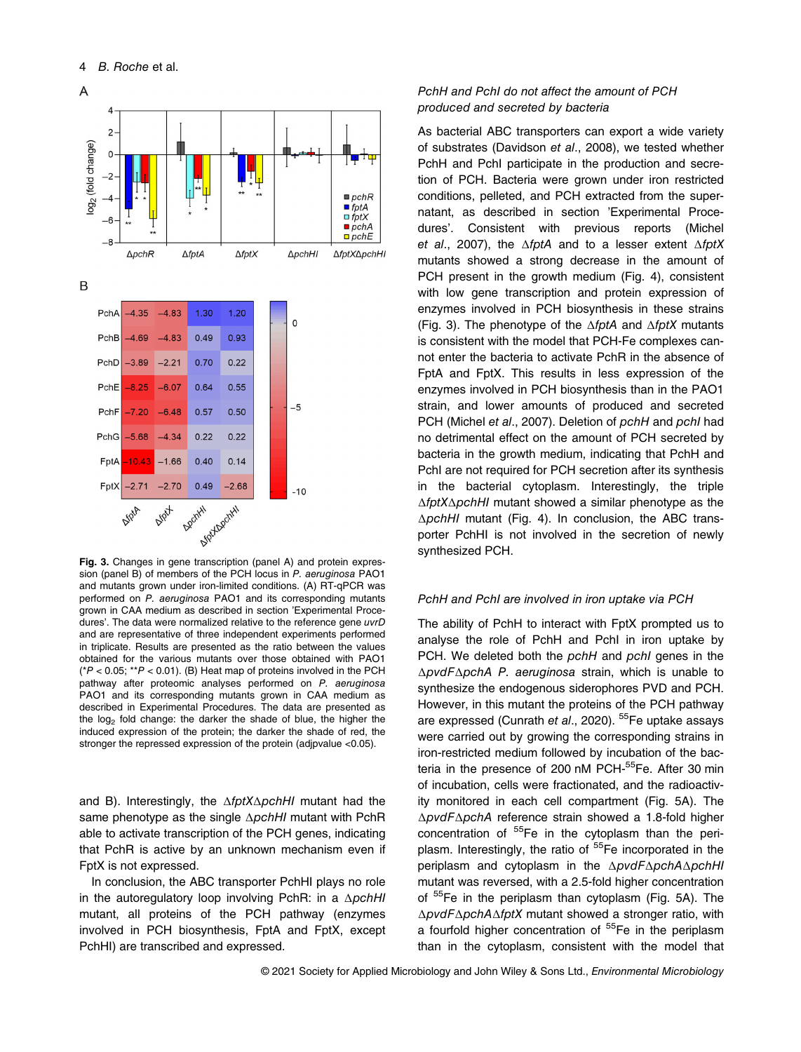**Fig. 3.** Changes in gene transcription (panel A) and protein expression (panel B) of members of the PCH locus in *P. aeruginosa* PAO1 and mutants grown under iron-limited conditions. (A) RT-qPCR was performed on *P. aeruginosa* PAO1 and its corresponding mutants grown in CAA medium as described in section 'Experimental Procedures'. The data were normalized relative to the reference gene *uvrD* and are representative of three independent experiments performed in triplicate. Results are presented as the ratio between the values obtained for the various mutants over those obtained with PAO1 (*$P < 0.05$; **$P < 0.01$). (B) Heat map of proteins involved in the PCH pathway after proteomic analyses performed on *P. aeruginosa* PAO1 and its corresponding mutants grown in CAA medium as described in Experimental Procedures. The data are presented as the $\log_2$ fold change: the darker the shade of blue, the higher the induced expression of the protein; the darker the shade of red, the stronger the repressed expression of the protein (adjpvalue <0.05).

and B). Interestingly, the Δ*fptX*Δ*pchHI* mutant had the same phenotype as the single Δ*pchHI* mutant with PchR able to activate transcription of the PCH genes, indicating that PchR is active by an unknown mechanism even if FptX is not expressed.

In conclusion, the ABC transporter PchHI plays no role in the autoregulatory loop involving PchR: in a Δ*pchHI* mutant, all proteins of the PCH pathway (enzymes involved in PCH biosynthesis, FptA and FptX, except PchHI) are transcribed and expressed.

### *PchH and PchI do not affect the amount of PCH produced and secreted by bacteria*

As bacterial ABC transporters can export a wide variety of substrates (Davidson *et al*., 2008), we tested whether PchH and PchI participate in the production and secretion of PCH. Bacteria were grown under iron restricted conditions, pelleted, and PCH extracted from the supernatant, as described in section 'Experimental Procedures'. Consistent with previous reports (Michel *et al*., 2007), the Δ*fptA* and to a lesser extent Δ*fptX* mutants showed a strong decrease in the amount of PCH present in the growth medium (Fig. 4), consistent with low gene transcription and protein expression of enzymes involved in PCH biosynthesis in these strains (Fig. 3). The phenotype of the Δ*fptA* and Δ*fptX* mutants is consistent with the model that PCH-Fe complexes cannot enter the bacteria to activate PchR in the absence of FptA and FptX. This results in less expression of the enzymes involved in PCH biosynthesis than in the PAO1 strain, and lower amounts of produced and secreted PCH (Michel *et al*., 2007). Deletion of *pchH* and *pchI* had no detrimental effect on the amount of PCH secreted by bacteria in the growth medium, indicating that PchH and PchI are not required for PCH secretion after its synthesis in the bacterial cytoplasm. Interestingly, the triple Δ*fptX*Δ*pchHI* mutant showed a similar phenotype as the Δ*pchHI* mutant (Fig. 4). In conclusion, the ABC transporter PchHI is not involved in the secretion of newly synthesized PCH.

### *PchH and PchI are involved in iron uptake via PCH*

The ability of PchH to interact with FptX prompted us to analyse the role of PchH and PchI in iron uptake by PCH. We deleted both the *pchH* and *pchI* genes in the Δ*pvdF*Δ*pchA* *P. aeruginosa* strain, which is unable to synthesize the endogenous siderophores PVD and PCH. However, in this mutant the proteins of the PCH pathway are expressed (Cunrath *et al*., 2020). $^{55}$Fe uptake assays were carried out by growing the corresponding strains in iron-restricted medium followed by incubation of the bacteria in the presence of 200 nM PCH-$^{55}$Fe. After 30 min of incubation, cells were fractionated, and the radioactivity monitored in each cell compartment (Fig. 5A). The Δ*pvdF*Δ*pchA* reference strain showed a 1.8-fold higher concentration of $^{55}$Fe in the cytoplasm than the periplasm. Interestingly, the ratio of $^{55}$Fe incorporated in the periplasm and cytoplasm in the Δ*pvdF*Δ*pchA*Δ*pchHI* mutant was reversed, with a 2.5-fold higher concentration of $^{55}$Fe in the periplasm than cytoplasm (Fig. 5A). The Δ*pvdF*Δ*pchA*Δ*fptX* mutant showed a stronger ratio, with a fourfold higher concentration of $^{55}$Fe in the periplasm than in the cytoplasm, consistent with the model that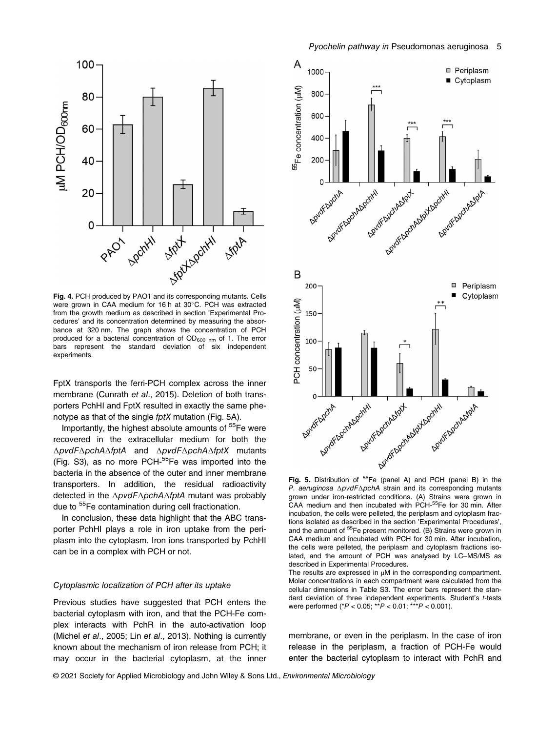**Fig. 4.** PCH produced by PAO1 and its corresponding mutants. Cells were grown in CAA medium for 16 h at 30°C. PCH was extracted from the growth medium as described in section 'Experimental Procedures' and its concentration determined by measuring the absorbance at 320 nm. The graph shows the concentration of PCH produced for a bacterial concentration of $OD_{600\ nm}$ of 1. The error bars represent the standard deviation of six independent experiments.

FptX transports the ferri-PCH complex across the inner membrane (Cunrath *et al*., 2015). Deletion of both transporters PchHI and FptX resulted in exactly the same phenotype as that of the single *fptX* mutation (Fig. 5A).

Importantly, the highest absolute amounts of $^{55}$Fe were recovered in the extracellular medium for both the Δ*pvdF*Δ*pchA*Δ*fptA* and Δ*pvdF*Δ*pchA*Δ*fptX* mutants (Fig. S3), as no more PCH-$^{55}$Fe was imported into the bacteria in the absence of the outer and inner membrane transporters. In addition, the residual radioactivity detected in the Δ*pvdF*Δ*pchA*Δ*fptA* mutant was probably due to $^{55}$Fe contamination during cell fractionation.

In conclusion, these data highlight that the ABC transporter PchHI plays a role in iron uptake from the periplasm into the cytoplasm. Iron ions transported by PchHI can be in a complex with PCH or not.

### Cytoplasmic localization of PCH after its uptake

Previous studies have suggested that PCH enters the bacterial cytoplasm with iron, and that the PCH-Fe complex interacts with PchR in the auto-activation loop (Michel *et al*., 2005; Lin *et al*., 2013). Nothing is currently known about the mechanism of iron release from PCH; it may occur in the bacterial cytoplasm, at the inner membrane, or even in the periplasm. In the case of iron release in the periplasm, a fraction of PCH-Fe would enter the bacterial cytoplasm to interact with PchR and

**Fig. 5.** Distribution of $^{55}$Fe (panel A) and PCH (panel B) in the *P. aeruginosa* Δ*pvdF*Δ*pchA* strain and its corresponding mutants grown under iron-restricted conditions. (A) Strains were grown in CAA medium and then incubated with PCH-$^{55}$Fe for 30 min. After incubation, the cells were pelleted, the periplasm and cytoplasm fractions isolated as described in the section 'Experimental Procedures', and the amount of $^{55}$Fe present monitored. (B) Strains were grown in CAA medium and incubated with PCH for 30 min. After incubation, the cells were pelleted, the periplasm and cytoplasm fractions isolated, and the amount of PCH was analysed by LC–MS/MS as described in Experimental Procedures.
The results are expressed in μM in the corresponding compartment. Molar concentrations in each compartment were calculated from the cellular dimensions in Table S3. The error bars represent the standard deviation of three independent experiments. Student's *t*-tests were performed (*$P < 0.05$; **$P < 0.01$; ***$P < 0.001$).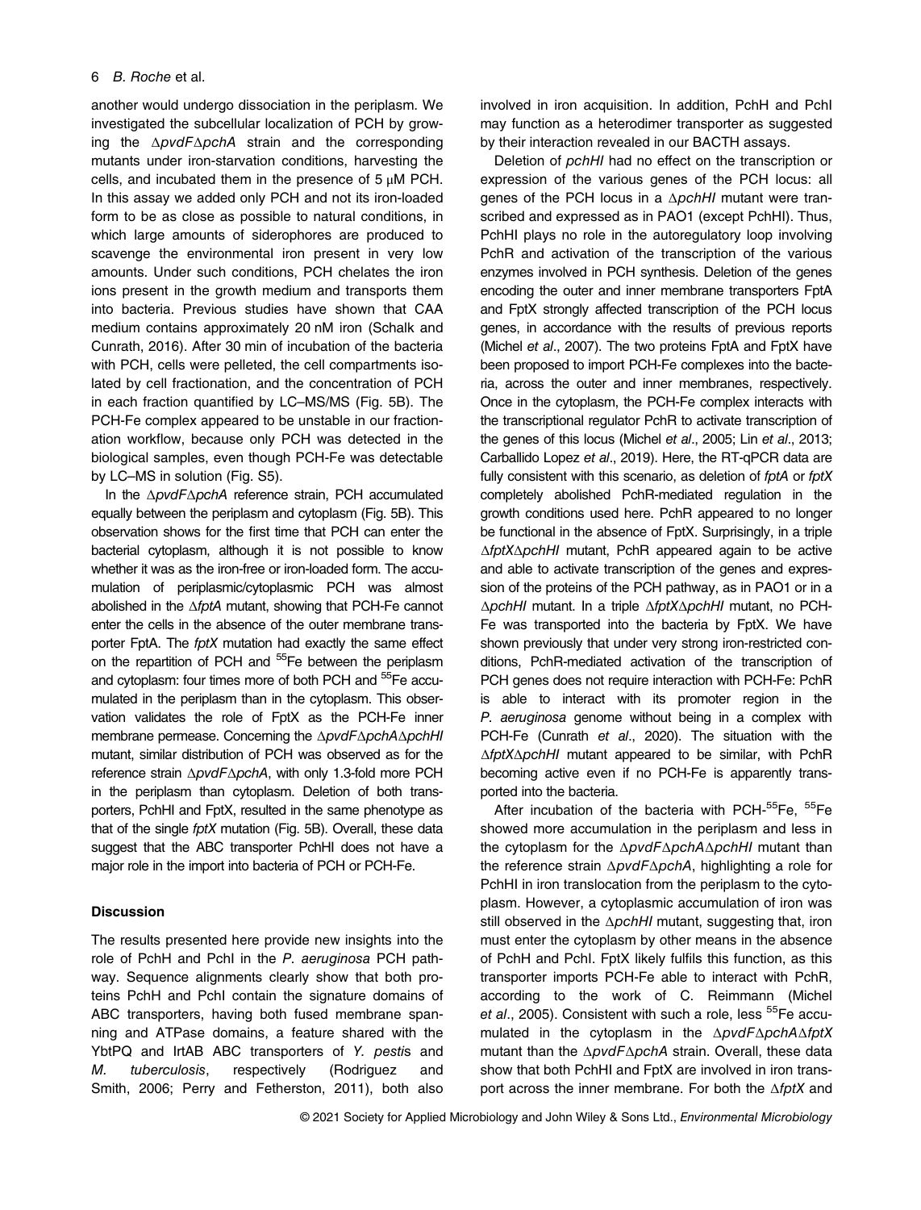another would undergo dissociation in the periplasm. We investigated the subcellular localization of PCH by growing the Δ*pvdF*Δ*pchA* strain and the corresponding mutants under iron-starvation conditions, harvesting the cells, and incubated them in the presence of 5 μM PCH. In this assay we added only PCH and not its iron-loaded form to be as close as possible to natural conditions, in which large amounts of siderophores are produced to scavenge the environmental iron present in very low amounts. Under such conditions, PCH chelates the iron ions present in the growth medium and transports them into bacteria. Previous studies have shown that CAA medium contains approximately 20 nM iron (Schalk and Cunrath, 2016). After 30 min of incubation of the bacteria with PCH, cells were pelleted, the cell compartments isolated by cell fractionation, and the concentration of PCH in each fraction quantified by LC–MS/MS (Fig. 5B). The PCH-Fe complex appeared to be unstable in our fractionation workflow, because only PCH was detected in the biological samples, even though PCH-Fe was detectable by LC–MS in solution (Fig. S5).

In the Δ*pvdF*Δ*pchA* reference strain, PCH accumulated equally between the periplasm and cytoplasm (Fig. 5B). This observation shows for the first time that PCH can enter the bacterial cytoplasm, although it is not possible to know whether it was as the iron-free or iron-loaded form. The accumulation of periplasmic/cytoplasmic PCH was almost abolished in the Δ*fptA* mutant, showing that PCH-Fe cannot enter the cells in the absence of the outer membrane transporter FptA. The *fptX* mutation had exactly the same effect on the repartition of PCH and $^{55}$Fe between the periplasm and cytoplasm: four times more of both PCH and $^{55}$Fe accumulated in the periplasm than in the cytoplasm. This observation validates the role of FptX as the PCH-Fe inner membrane permease. Concerning the Δ*pvdF*Δ*pchA*Δ*pchHI* mutant, similar distribution of PCH was observed as for the reference strain Δ*pvdF*Δ*pchA*, with only 1.3-fold more PCH in the periplasm than cytoplasm. Deletion of both transporters, PchHI and FptX, resulted in the same phenotype as that of the single *fptX* mutation (Fig. 5B). Overall, these data suggest that the ABC transporter PchHI does not have a major role in the import into bacteria of PCH or PCH-Fe.

## Discussion

The results presented here provide new insights into the role of PchH and PchI in the *P. aeruginosa* PCH pathway. Sequence alignments clearly show that both proteins PchH and PchI contain the signature domains of ABC transporters, having both fused membrane spanning and ATPase domains, a feature shared with the YbtPQ and IrtAB ABC transporters of *Y. pestis* and *M. tuberculosis*, respectively (Rodriguez and Smith, 2006; Perry and Fetherston, 2011), both also involved in iron acquisition. In addition, PchH and PchI may function as a heterodimer transporter as suggested by their interaction revealed in our BACTH assays.

Deletion of *pchHI* had no effect on the transcription or expression of the various genes of the PCH locus: all genes of the PCH locus in a Δ*pchHI* mutant were transcribed and expressed as in PAO1 (except PchHI). Thus, PchHI plays no role in the autoregulatory loop involving PchR and activation of the transcription of the various enzymes involved in PCH synthesis. Deletion of the genes encoding the outer and inner membrane transporters FptA and FptX strongly affected transcription of the PCH locus genes, in accordance with the results of previous reports (Michel *et al*., 2007). The two proteins FptA and FptX have been proposed to import PCH-Fe complexes into the bacteria, across the outer and inner membranes, respectively. Once in the cytoplasm, the PCH-Fe complex interacts with the transcriptional regulator PchR to activate transcription of the genes of this locus (Michel *et al*., 2005; Lin *et al*., 2013; Carballido Lopez *et al*., 2019). Here, the RT-qPCR data are fully consistent with this scenario, as deletion of *fptA* or *fptX* completely abolished PchR-mediated regulation in the growth conditions used here. PchR appeared to no longer be functional in the absence of FptX. Surprisingly, in a triple Δ*fptX*Δ*pchHI* mutant, PchR appeared again to be active and able to activate transcription of the genes and expression of the proteins of the PCH pathway, as in PAO1 or in a Δ*pchHI* mutant. In a triple Δ*fptX*Δ*pchHI* mutant, no PCH-Fe was transported into the bacteria by FptX. We have shown previously that under very strong iron-restricted conditions, PchR-mediated activation of the transcription of PCH genes does not require interaction with PCH-Fe: PchR is able to interact with its promoter region in the *P. aeruginosa* genome without being in a complex with PCH-Fe (Cunrath *et al*., 2020). The situation with the Δ*fptX*Δ*pchHI* mutant appeared to be similar, with PchR becoming active even if no PCH-Fe is apparently transported into the bacteria.

After incubation of the bacteria with PCH-$^{55}$Fe, $^{55}$Fe showed more accumulation in the periplasm and less in the cytoplasm for the Δ*pvdF*Δ*pchA*Δ*pchHI* mutant than the reference strain Δ*pvdF*Δ*pchA*, highlighting a role for PchHI in iron translocation from the periplasm to the cytoplasm. However, a cytoplasmic accumulation of iron was still observed in the Δ*pchHI* mutant, suggesting that, iron must enter the cytoplasm by other means in the absence of PchH and PchI. FptX likely fulfils this function, as this transporter imports PCH-Fe able to interact with PchR, according to the work of C. Reimmann (Michel *et al*., 2005). Consistent with such a role, less $^{55}$Fe accumulated in the cytoplasm in the Δ*pvdF*Δ*pchA*Δ*fptX* mutant than the Δ*pvdF*Δ*pchA* strain. Overall, these data show that both PchHI and FptX are involved in iron transport across the inner membrane. For both the Δ*fptX* and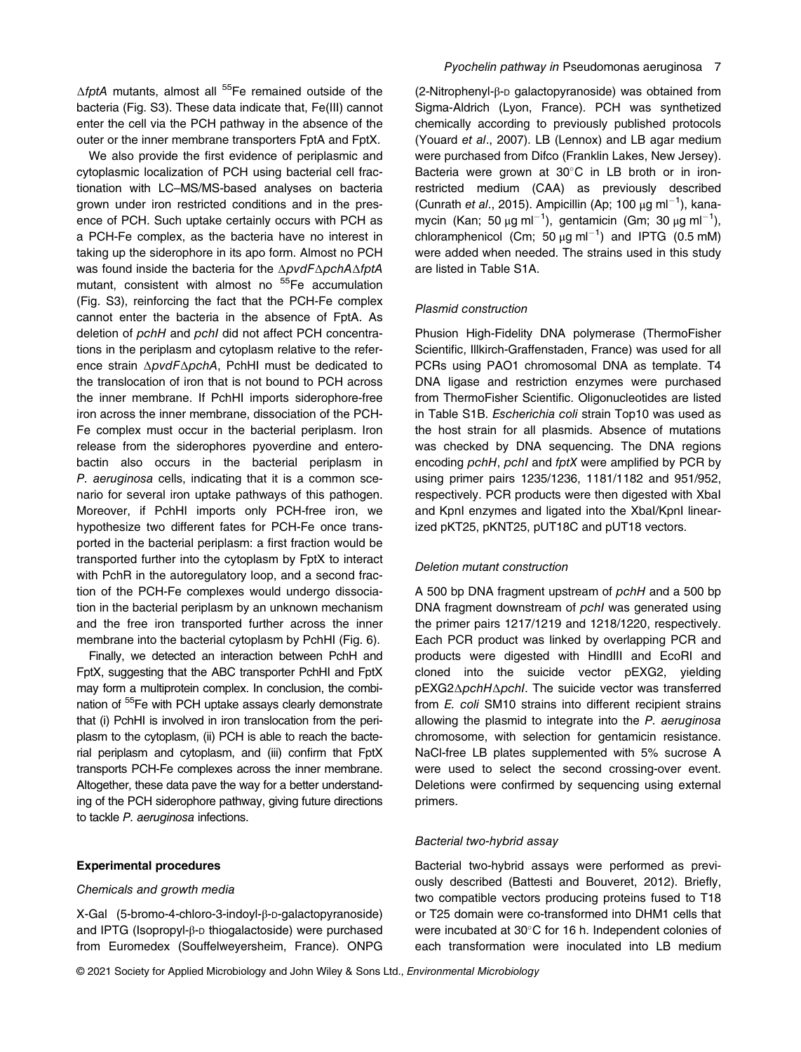Δ*fptA* mutants, almost all $^{55}$Fe remained outside of the bacteria (Fig. S3). These data indicate that, Fe(III) cannot enter the cell via the PCH pathway in the absence of the outer or the inner membrane transporters FptA and FptX.

We also provide the first evidence of periplasmic and cytoplasmic localization of PCH using bacterial cell fractionation with LC–MS/MS-based analyses on bacteria grown under iron restricted conditions and in the presence of PCH. Such uptake certainly occurs with PCH as a PCH-Fe complex, as the bacteria have no interest in taking up the siderophore in its apo form. Almost no PCH was found inside the bacteria for the Δ*pvdF*Δ*pchA*Δ*fptA* mutant, consistent with almost no $^{55}$Fe accumulation (Fig. S3), reinforcing the fact that the PCH-Fe complex cannot enter the bacteria in the absence of FptA. As deletion of *pchH* and *pchI* did not affect PCH concentrations in the periplasm and cytoplasm relative to the reference strain Δ*pvdF*Δ*pchA*, PchHI must be dedicated to the translocation of iron that is not bound to PCH across the inner membrane. If PchHI imports siderophore-free iron across the inner membrane, dissociation of the PCH-Fe complex must occur in the bacterial periplasm. Iron release from the siderophores pyoverdine and enterobactin also occurs in the bacterial periplasm in *P. aeruginosa* cells, indicating that it is a common scenario for several iron uptake pathways of this pathogen. Moreover, if PchHI imports only PCH-free iron, we hypothesize two different fates for PCH-Fe once transported in the bacterial periplasm: a first fraction would be transported further into the cytoplasm by FptX to interact with PchR in the autoregulatory loop, and a second fraction of the PCH-Fe complexes would undergo dissociation in the bacterial periplasm by an unknown mechanism and the free iron transported further across the inner membrane into the bacterial cytoplasm by PchHI (Fig. 6).

Finally, we detected an interaction between PchH and FptX, suggesting that the ABC transporter PchHI and FptX may form a multiprotein complex. In conclusion, the combination of $^{55}$Fe with PCH uptake assays clearly demonstrate that (i) PchHI is involved in iron translocation from the periplasm to the cytoplasm, (ii) PCH is able to reach the bacterial periplasm and cytoplasm, and (iii) confirm that FptX transports PCH-Fe complexes across the inner membrane. Altogether, these data pave the way for a better understanding of the PCH siderophore pathway, giving future directions to tackle *P. aeruginosa* infections.

## Experimental procedures

### Chemicals and growth media

X-Gal (5-bromo-4-chloro-3-indoyl-β-D-galactopyranoside) and IPTG (Isopropyl-β-D thiogalactoside) were purchased from Euromedex (Souffelweyersheim, France). ONPG (2-Nitrophenyl-β-D galactopyranoside) was obtained from Sigma-Aldrich (Lyon, France). PCH was synthetized chemically according to previously published protocols (Youard *et al*., 2007). LB (Lennox) and LB agar medium were purchased from Difco (Franklin Lakes, New Jersey). Bacteria were grown at 30°C in LB broth or in iron-restricted medium (CAA) as previously described (Cunrath *et al*., 2015). Ampicillin (Ap; 100 μg ml$^{-1}$), kanamycin (Kan; 50 μg ml$^{-1}$), gentamicin (Gm; 30 μg ml$^{-1}$), chloramphenicol (Cm; 50 μg ml$^{-1}$) and IPTG (0.5 mM) were added when needed. The strains used in this study are listed in Table S1A.

### Plasmid construction

Phusion High-Fidelity DNA polymerase (ThermoFisher Scientific, Illkirch-Graffenstaden, France) was used for all PCRs using PAO1 chromosomal DNA as template. T4 DNA ligase and restriction enzymes were purchased from ThermoFisher Scientific. Oligonucleotides are listed in Table S1B. *Escherichia coli* strain Top10 was used as the host strain for all plasmids. Absence of mutations was checked by DNA sequencing. The DNA regions encoding *pchH*, *pchI* and *fptX* were amplified by PCR by using primer pairs 1235/1236, 1181/1182 and 951/952, respectively. PCR products were then digested with XbaI and KpnI enzymes and ligated into the XbaI/KpnI linearized pKT25, pKNT25, pUT18C and pUT18 vectors.

### Deletion mutant construction

A 500 bp DNA fragment upstream of *pchH* and a 500 bp DNA fragment downstream of *pchI* was generated using the primer pairs 1217/1219 and 1218/1220, respectively. Each PCR product was linked by overlapping PCR and products were digested with HindIII and EcoRI and cloned into the suicide vector pEXG2, yielding pEXG2Δ*pchH*Δ*pchI*. The suicide vector was transferred from *E. coli* SM10 strains into different recipient strains allowing the plasmid to integrate into the *P. aeruginosa* chromosome, with selection for gentamicin resistance. NaCl-free LB plates supplemented with 5% sucrose A were used to select the second crossing-over event. Deletions were confirmed by sequencing using external primers.

### Bacterial two-hybrid assay

Bacterial two-hybrid assays were performed as previously described (Battesti and Bouveret, 2012). Briefly, two compatible vectors producing proteins fused to T18 or T25 domain were co-transformed into DHM1 cells that were incubated at 30°C for 16 h. Independent colonies of each transformation were inoculated into LB medium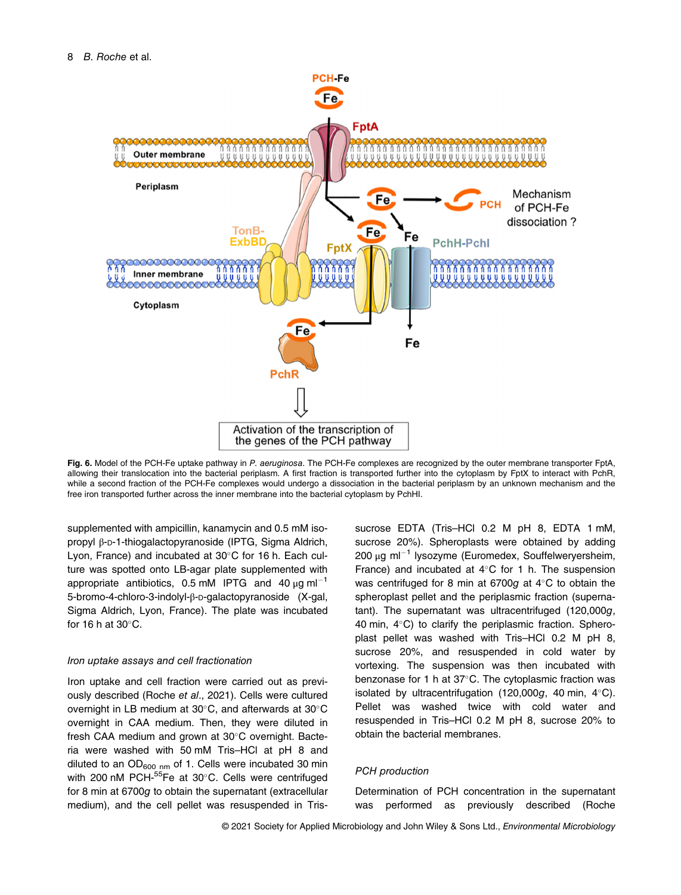**Fig. 6.** Model of the PCH-Fe uptake pathway in *P. aeruginosa*. The PCH-Fe complexes are recognized by the outer membrane transporter FptA, allowing their translocation into the bacterial periplasm. A first fraction is transported further into the cytoplasm by FptX to interact with PchR, while a second fraction of the PCH-Fe complexes would undergo a dissociation in the bacterial periplasm by an unknown mechanism and the free iron transported further across the inner membrane into the bacterial cytoplasm by PchHI.

supplemented with ampicillin, kanamycin and 0.5 mM isopropyl β-D-1-thiogalactopyranoside (IPTG, Sigma Aldrich, Lyon, France) and incubated at 30°C for 16 h. Each culture was spotted onto LB-agar plate supplemented with appropriate antibiotics, 0.5 mM IPTG and 40 μg $ml^{-1}$ 5-bromo-4-chloro-3-indolyl-β-D-galactopyranoside (X-gal, Sigma Aldrich, Lyon, France). The plate was incubated for 16 h at 30°C.

### *Iron uptake assays and cell fractionation*

Iron uptake and cell fraction were carried out as previously described (Roche *et al*., 2021). Cells were cultured overnight in LB medium at 30°C, and afterwards at 30°C overnight in CAA medium. Then, they were diluted in fresh CAA medium and grown at 30°C overnight. Bacteria were washed with 50 mM Tris–HCl at pH 8 and diluted to an $OD_{600\ nm}$ of 1. Cells were incubated 30 min with 200 nM PCH-$^{55}$Fe at 30°C. Cells were centrifuged for 8 min at 6700*g* to obtain the supernatant (extracellular medium), and the cell pellet was resuspended in Tris-sucrose EDTA (Tris–HCl 0.2 M pH 8, EDTA 1 mM, sucrose 20%). Spheroplasts were obtained by adding 200 μg $ml^{-1}$ lysozyme (Euromedex, Souffelweyersheim, France) and incubated at 4°C for 1 h. The suspension was centrifuged for 8 min at 6700*g* at 4°C to obtain the spheroplast pellet and the periplasmic fraction (supernatant). The supernatant was ultracentrifuged (120,000*g*, 40 min, 4°C) to clarify the periplasmic fraction. Spheroplast pellet was washed with Tris–HCl 0.2 M pH 8, sucrose 20%, and resuspended in cold water by vortexing. The suspension was then incubated with benzonase for 1 h at 37°C. The cytoplasmic fraction was isolated by ultracentrifugation (120,000*g*, 40 min, 4°C). Pellet was washed twice with cold water and resuspended in Tris–HCl 0.2 M pH 8, sucrose 20% to obtain the bacterial membranes.

### *PCH production*

Determination of PCH concentration in the supernatant was performed as previously described (Roche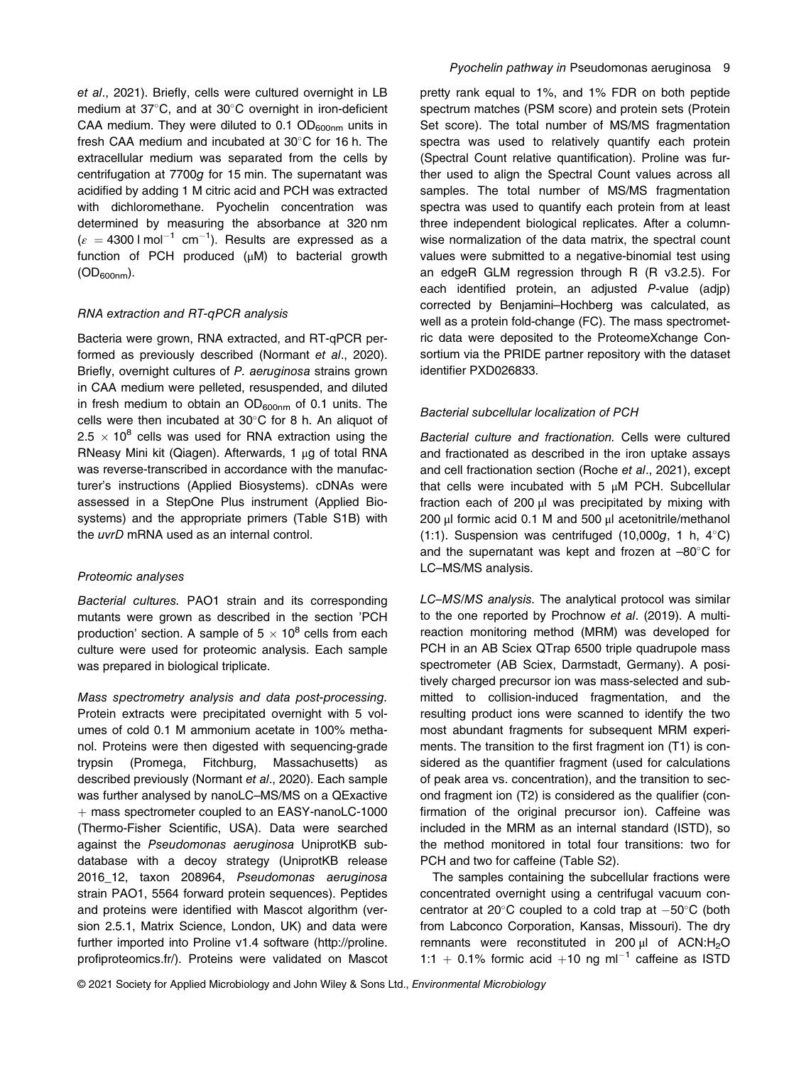et al., 2021). Briefly, cells were cultured overnight in LB medium at 37°C, and at 30°C overnight in iron-deficient CAA medium. They were diluted to 0.1 $OD_{600nm}$ units in fresh CAA medium and incubated at 30°C for 16 h. The extracellular medium was separated from the cells by centrifugation at 7700*g* for 15 min. The supernatant was acidified by adding 1 M citric acid and PCH was extracted with dichloromethane. Pyochelin concentration was determined by measuring the absorbance at 320 nm ($\varepsilon$ = 4300 l $mol^{-1}$ $cm^{-1}$). Results are expressed as a function of PCH produced (μM) to bacterial growth ($OD_{600nm}$).

### *RNA extraction and RT-qPCR analysis*

Bacteria were grown, RNA extracted, and RT-qPCR performed as previously described (Normant *et al*., 2020). Briefly, overnight cultures of *P. aeruginosa* strains grown in CAA medium were pelleted, resuspended, and diluted in fresh medium to obtain an $OD_{600nm}$ of 0.1 units. The cells were then incubated at 30°C for 8 h. An aliquot of $2.5 \times 10^8$ cells was used for RNA extraction using the RNeasy Mini kit (Qiagen). Afterwards, 1 μg of total RNA was reverse-transcribed in accordance with the manufacturer's instructions (Applied Biosystems). cDNAs were assessed in a StepOne Plus instrument (Applied Biosystems) and the appropriate primers (Table S1B) with the *uvrD* mRNA used as an internal control.

### *Proteomic analyses*

*Bacterial cultures.* PAO1 strain and its corresponding mutants were grown as described in the section 'PCH production' section. A sample of $5 \times 10^8$ cells from each culture were used for proteomic analysis. Each sample was prepared in biological triplicate.

*Mass spectrometry analysis and data post-processing.* Protein extracts were precipitated overnight with 5 volumes of cold 0.1 M ammonium acetate in 100% methanol. Proteins were then digested with sequencing-grade trypsin (Promega, Fitchburg, Massachusetts) as described previously (Normant *et al*., 2020). Each sample was further analysed by nanoLC–MS/MS on a QExactive + mass spectrometer coupled to an EASY-nanoLC-1000 (Thermo-Fisher Scientific, USA). Data were searched against the *Pseudomonas aeruginosa* UniprotKB subdatabase with a decoy strategy (UniprotKB release 2016_12, taxon 208964, *Pseudomonas aeruginosa* strain PAO1, 5564 forward protein sequences). Peptides and proteins were identified with Mascot algorithm (version 2.5.1, Matrix Science, London, UK) and data were further imported into Proline v1.4 software (http://proline.profiproteomics.fr/). Proteins were validated on Mascot pretty rank equal to 1%, and 1% FDR on both peptide spectrum matches (PSM score) and protein sets (Protein Set score). The total number of MS/MS fragmentation spectra was used to relatively quantify each protein (Spectral Count relative quantification). Proline was further used to align the Spectral Count values across all samples. The total number of MS/MS fragmentation spectra was used to quantify each protein from at least three independent biological replicates. After a column-wise normalization of the data matrix, the spectral count values were submitted to a negative-binomial test using an edgeR GLM regression through R (R v3.2.5). For each identified protein, an adjusted *P*-value (adjp) corrected by Benjamini–Hochberg was calculated, as well as a protein fold-change (FC). The mass spectrometric data were deposited to the ProteomeXchange Consortium via the PRIDE partner repository with the dataset identifier PXD026833.

### *Bacterial subcellular localization of PCH*

*Bacterial culture and fractionation.* Cells were cultured and fractionated as described in the iron uptake assays and cell fractionation section (Roche *et al*., 2021), except that cells were incubated with 5 μM PCH. Subcellular fraction each of 200 μl was precipitated by mixing with 200 μl formic acid 0.1 M and 500 μl acetonitrile/methanol (1:1). Suspension was centrifuged (10,000*g*, 1 h, 4°C) and the supernatant was kept and frozen at –80°C for LC–MS/MS analysis.

*LC–MS/MS analysis.* The analytical protocol was similar to the one reported by Prochnow *et al*. (2019). A multi-reaction monitoring method (MRM) was developed for PCH in an AB Sciex QTrap 6500 triple quadrupole mass spectrometer (AB Sciex, Darmstadt, Germany). A positively charged precursor ion was mass-selected and submitted to collision-induced fragmentation, and the resulting product ions were scanned to identify the two most abundant fragments for subsequent MRM experiments. The transition to the first fragment ion (T1) is considered as the quantifier fragment (used for calculations of peak area vs. concentration), and the transition to second fragment ion (T2) is considered as the qualifier (confirmation of the original precursor ion). Caffeine was included in the MRM as an internal standard (ISTD), so the method monitored in total four transitions: two for PCH and two for caffeine (Table S2).

The samples containing the subcellular fractions were concentrated overnight using a centrifugal vacuum concentrator at 20°C coupled to a cold trap at −50°C (both from Labconco Corporation, Kansas, Missouri). The dry remnants were reconstituted in 200 μl of ACN:$H_2O$ 1:1 + 0.1% formic acid +10 ng $ml^{-1}$ caffeine as ISTD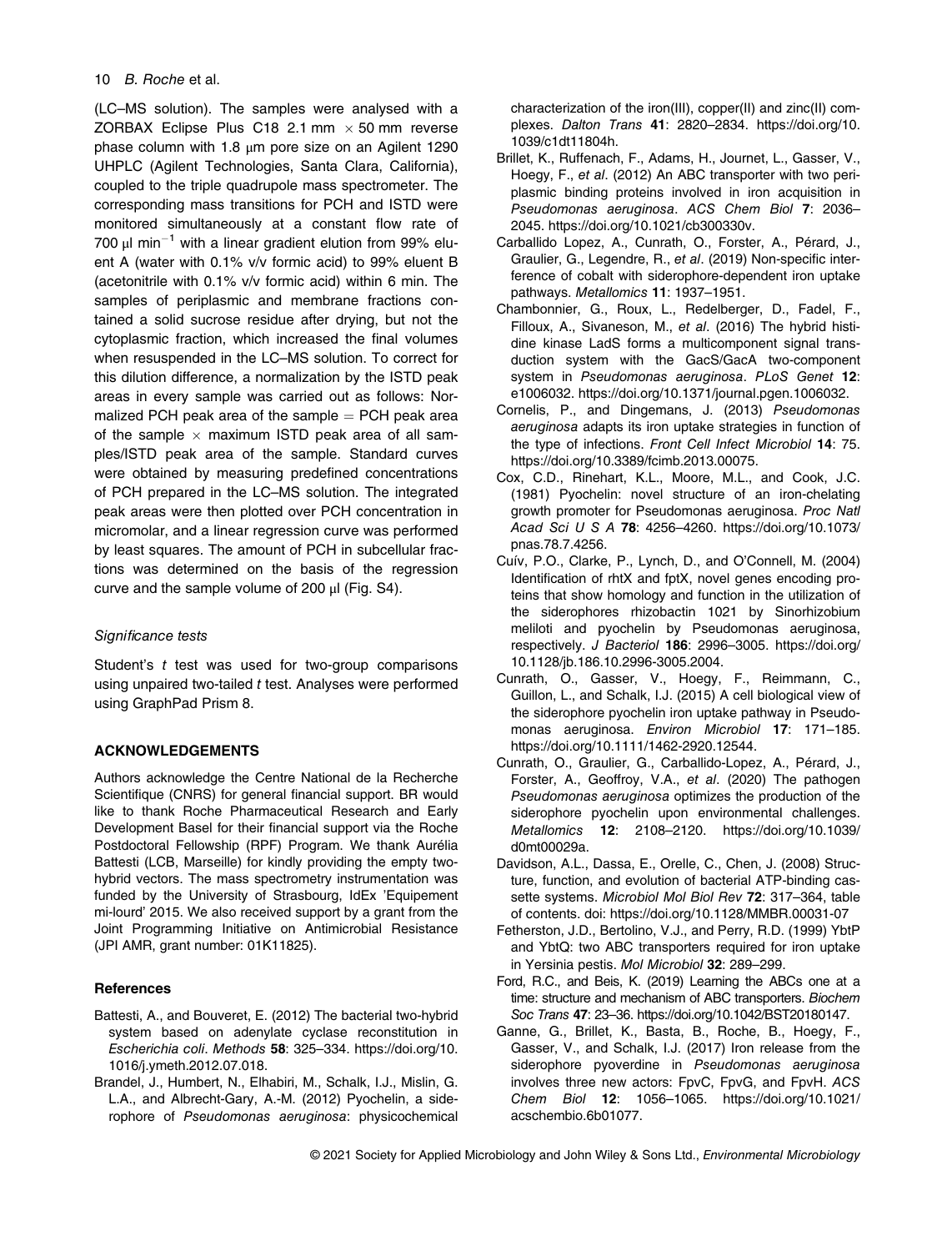(LC–MS solution). The samples were analysed with a ZORBAX Eclipse Plus C18 2.1 mm × 50 mm reverse phase column with 1.8 μm pore size on an Agilent 1290 UHPLC (Agilent Technologies, Santa Clara, California), coupled to the triple quadrupole mass spectrometer. The corresponding mass transitions for PCH and ISTD were monitored simultaneously at a constant flow rate of 700 μl min$^{-1}$ with a linear gradient elution from 99% eluent A (water with 0.1% v/v formic acid) to 99% eluent B (acetonitrile with 0.1% v/v formic acid) within 6 min. The samples of periplasmic and membrane fractions contained a solid sucrose residue after drying, but not the cytoplasmic fraction, which increased the final volumes when resuspended in the LC–MS solution. To correct for this dilution difference, a normalization by the ISTD peak areas in every sample was carried out as follows: Normalized PCH peak area of the sample = PCH peak area of the sample × maximum ISTD peak area of all samples/ISTD peak area of the sample. Standard curves were obtained by measuring predefined concentrations of PCH prepared in the LC–MS solution. The integrated peak areas were then plotted over PCH concentration in micromolar, and a linear regression curve was performed by least squares. The amount of PCH in subcellular fractions was determined on the basis of the regression curve and the sample volume of 200 μl (Fig. S4).

### *Significance tests*

Student's *t* test was used for two-group comparisons using unpaired two-tailed *t* test. Analyses were performed using GraphPad Prism 8.

## ACKNOWLEDGEMENTS

Authors acknowledge the Centre National de la Recherche Scientifique (CNRS) for general financial support. BR would like to thank Roche Pharmaceutical Research and Early Development Basel for their financial support via the Roche Postdoctoral Fellowship (RPF) Program. We thank Aurélia Battesti (LCB, Marseille) for kindly providing the empty two-hybrid vectors. The mass spectrometry instrumentation was funded by the University of Strasbourg, IdEx 'Equipement mi-lourd' 2015. We also received support by a grant from the Joint Programming Initiative on Antimicrobial Resistance (JPI AMR, grant number: 01K11825).

## References

Battesti, A., and Bouveret, E. (2012) The bacterial two-hybrid system based on adenylate cyclase reconstitution in *Escherichia coli*. *Methods* **58**: 325–334. https://doi.org/10.1016/j.ymeth.2012.07.018.

Brandel, J., Humbert, N., Elhabiri, M., Schalk, I.J., Mislin, G. L.A., and Albrecht-Gary, A.-M. (2012) Pyochelin, a siderophore of *Pseudomonas aeruginosa*: physicochemical characterization of the iron(III), copper(II) and zinc(II) complexes. *Dalton Trans* **41**: 2820–2834. https://doi.org/10.1039/c1dt11804h.

Brillet, K., Ruffenach, F., Adams, H., Journet, L., Gasser, V., Hoegy, F., *et al*. (2012) An ABC transporter with two periplasmic binding proteins involved in iron acquisition in *Pseudomonas aeruginosa*. *ACS Chem Biol* **7**: 2036–2045. https://doi.org/10.1021/cb300330v.

Carballido Lopez, A., Cunrath, O., Forster, A., Pérard, J., Graulier, G., Legendre, R., *et al*. (2019) Non-specific interference of cobalt with siderophore-dependent iron uptake pathways. *Metallomics* **11**: 1937–1951.

Chambonnier, G., Roux, L., Redelberger, D., Fadel, F., Filloux, A., Sivaneson, M., *et al*. (2016) The hybrid histidine kinase LadS forms a multicomponent signal transduction system with the GacS/GacA two-component system in *Pseudomonas aeruginosa*. *PLoS Genet* **12**: e1006032. https://doi.org/10.1371/journal.pgen.1006032.

Cornelis, P., and Dingemans, J. (2013) *Pseudomonas aeruginosa* adapts its iron uptake strategies in function of the type of infections. *Front Cell Infect Microbiol* **14**: 75. https://doi.org/10.3389/fcimb.2013.00075.

Cox, C.D., Rinehart, K.L., Moore, M.L., and Cook, J.C. (1981) Pyochelin: novel structure of an iron-chelating growth promoter for Pseudomonas aeruginosa. *Proc Natl Acad Sci U S A* **78**: 4256–4260. https://doi.org/10.1073/pnas.78.7.4256.

Cuív, P.O., Clarke, P., Lynch, D., and O'Connell, M. (2004) Identification of rhtX and fptX, novel genes encoding proteins that show homology and function in the utilization of the siderophores rhizobactin 1021 by Sinorhizobium meliloti and pyochelin by Pseudomonas aeruginosa, respectively. *J Bacteriol* **186**: 2996–3005. https://doi.org/10.1128/jb.186.10.2996-3005.2004.

Cunrath, O., Gasser, V., Hoegy, F., Reimmann, C., Guillon, L., and Schalk, I.J. (2015) A cell biological view of the siderophore pyochelin iron uptake pathway in Pseudomonas aeruginosa. *Environ Microbiol* **17**: 171–185. https://doi.org/10.1111/1462-2920.12544.

Cunrath, O., Graulier, G., Carballido-Lopez, A., Pérard, J., Forster, A., Geoffroy, V.A., *et al*. (2020) The pathogen *Pseudomonas aeruginosa* optimizes the production of the siderophore pyochelin upon environmental challenges. *Metallomics* **12**: 2108–2120. https://doi.org/10.1039/d0mt00029a.

Davidson, A.L., Dassa, E., Orelle, C., Chen, J. (2008) Structure, function, and evolution of bacterial ATP-binding cassette systems. *Microbiol Mol Biol Rev* **72**: 317–364, table of contents. doi: https://doi.org/10.1128/MMBR.00031-07

Fetherston, J.D., Bertolino, V.J., and Perry, R.D. (1999) YbtP and YbtQ: two ABC transporters required for iron uptake in Yersinia pestis. *Mol Microbiol* **32**: 289–299.

Ford, R.C., and Beis, K. (2019) Learning the ABCs one at a time: structure and mechanism of ABC transporters. *Biochem Soc Trans* **47**: 23–36. https://doi.org/10.1042/BST20180147.

Ganne, G., Brillet, K., Basta, B., Roche, B., Hoegy, F., Gasser, V., and Schalk, I.J. (2017) Iron release from the siderophore pyoverdine in *Pseudomonas aeruginosa* involves three new actors: FpvC, FpvG, and FpvH. *ACS Chem Biol* **12**: 1056–1065. https://doi.org/10.1021/acschembio.6b01077.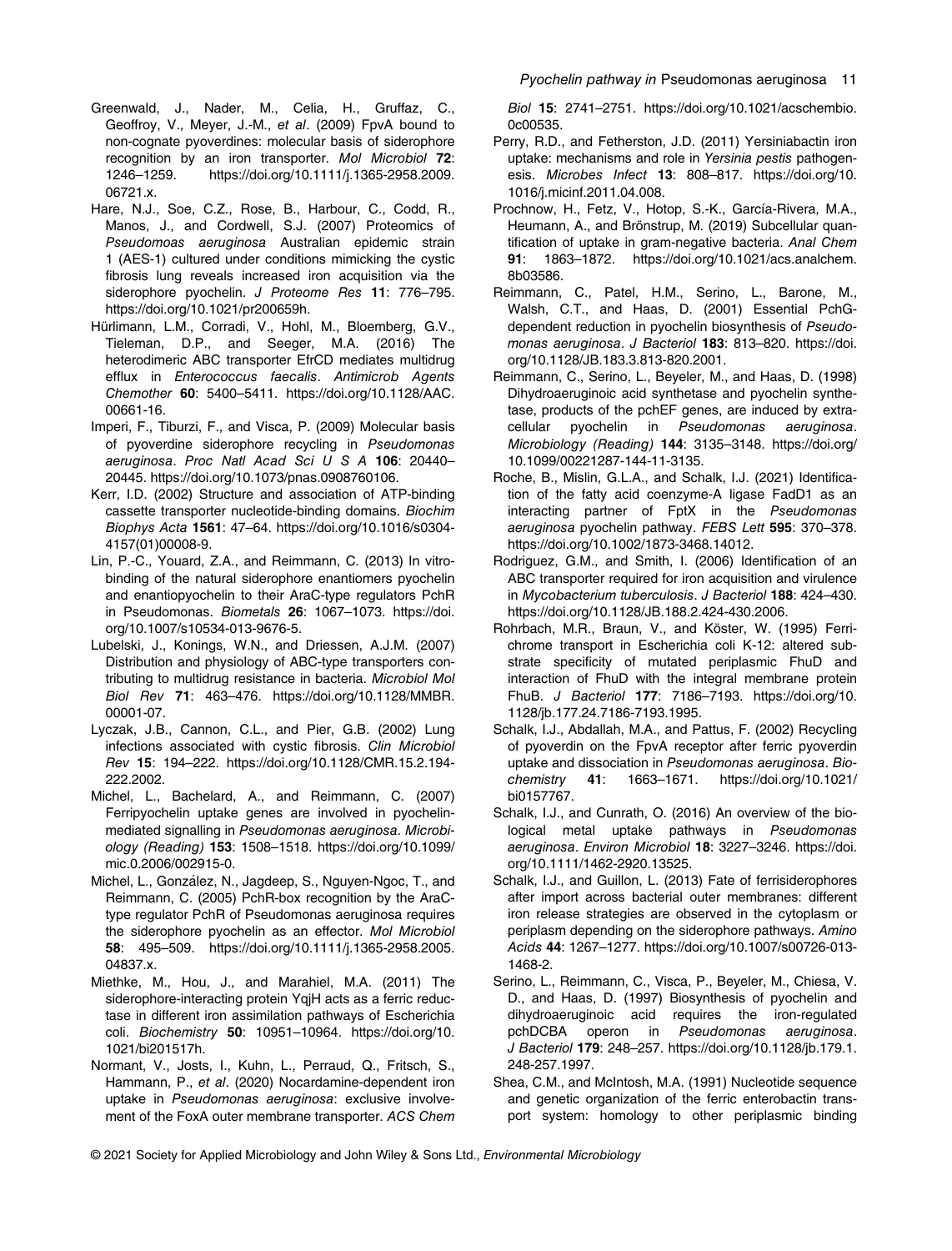Greenwald, J., Nader, M., Celia, H., Gruffaz, C., Geoffroy, V., Meyer, J.-M., *et al*. (2009) FpvA bound to non-cognate pyoverdines: molecular basis of siderophore recognition by an iron transporter. *Mol Microbiol* **72**: 1246–1259. https://doi.org/10.1111/j.1365-2958.2009.06721.x.

Hare, N.J., Soe, C.Z., Rose, B., Harbour, C., Codd, R., Manos, J., and Cordwell, S.J. (2007) Proteomics of *Pseudomoas aeruginosa* Australian epidemic strain 1 (AES-1) cultured under conditions mimicking the cystic fibrosis lung reveals increased iron acquisition via the siderophore pyochelin. *J Proteome Res* **11**: 776–795. https://doi.org/10.1021/pr200659h.

Hürlimann, L.M., Corradi, V., Hohl, M., Bloemberg, G.V., Tieleman, D.P., and Seeger, M.A. (2016) The heterodimeric ABC transporter EfrCD mediates multidrug efflux in *Enterococcus faecalis*. *Antimicrob Agents Chemother* **60**: 5400–5411. https://doi.org/10.1128/AAC.00661-16.

Imperi, F., Tiburzi, F., and Visca, P. (2009) Molecular basis of pyoverdine siderophore recycling in *Pseudomonas aeruginosa*. *Proc Natl Acad Sci U S A* **106**: 20440–20445. https://doi.org/10.1073/pnas.0908760106.

Kerr, I.D. (2002) Structure and association of ATP-binding cassette transporter nucleotide-binding domains. *Biochim Biophys Acta* **1561**: 47–64. https://doi.org/10.1016/s0304-4157(01)00008-9.

Lin, P.-C., Youard, Z.A., and Reimmann, C. (2013) In vitro-binding of the natural siderophore enantiomers pyochelin and enantiopyochelin to their AraC-type regulators PchR in Pseudomonas. *Biometals* **26**: 1067–1073. https://doi.org/10.1007/s10534-013-9676-5.

Lubelski, J., Konings, W.N., and Driessen, A.J.M. (2007) Distribution and physiology of ABC-type transporters contributing to multidrug resistance in bacteria. *Microbiol Mol Biol Rev* **71**: 463–476. https://doi.org/10.1128/MMBR.00001-07.

Lyczak, J.B., Cannon, C.L., and Pier, G.B. (2002) Lung infections associated with cystic fibrosis. *Clin Microbiol Rev* **15**: 194–222. https://doi.org/10.1128/CMR.15.2.194-222.2002.

Michel, L., Bachelard, A., and Reimmann, C. (2007) Ferripyochelin uptake genes are involved in pyochelin-mediated signalling in *Pseudomonas aeruginosa*. *Microbiology (Reading)* **153**: 1508–1518. https://doi.org/10.1099/mic.0.2006/002915-0.

Michel, L., González, N., Jagdeep, S., Nguyen-Ngoc, T., and Reimmann, C. (2005) PchR-box recognition by the AraC-type regulator PchR of Pseudomonas aeruginosa requires the siderophore pyochelin as an effector. *Mol Microbiol* **58**: 495–509. https://doi.org/10.1111/j.1365-2958.2005.04837.x.

Miethke, M., Hou, J., and Marahiel, M.A. (2011) The siderophore-interacting protein YqjH acts as a ferric reductase in different iron assimilation pathways of Escherichia coli. *Biochemistry* **50**: 10951–10964. https://doi.org/10.1021/bi201517h.

Normant, V., Josts, I., Kuhn, L., Perraud, Q., Fritsch, S., Hammann, P., *et al*. (2020) Nocardamine-dependent iron uptake in *Pseudomonas aeruginosa*: exclusive involvement of the FoxA outer membrane transporter. *ACS Chem Biol* **15**: 2741–2751. https://doi.org/10.1021/acschembio.0c00535.

Perry, R.D., and Fetherston, J.D. (2011) Yersiniabactin iron uptake: mechanisms and role in *Yersinia pestis* pathogenesis. *Microbes Infect* **13**: 808–817. https://doi.org/10.1016/j.micinf.2011.04.008.

Prochnow, H., Fetz, V., Hotop, S.-K., García-Rivera, M.A., Heumann, A., and Brönstrup, M. (2019) Subcellular quantification of uptake in gram-negative bacteria. *Anal Chem* **91**: 1863–1872. https://doi.org/10.1021/acs.analchem.8b03586.

Reimmann, C., Patel, H.M., Serino, L., Barone, M., Walsh, C.T., and Haas, D. (2001) Essential PchG-dependent reduction in pyochelin biosynthesis of *Pseudomonas aeruginosa*. *J Bacteriol* **183**: 813–820. https://doi.org/10.1128/JB.183.3.813-820.2001.

Reimmann, C., Serino, L., Beyeler, M., and Haas, D. (1998) Dihydroaeruginoic acid synthetase and pyochelin synthetase, products of the pchEF genes, are induced by extracellular pyochelin in *Pseudomonas aeruginosa*. *Microbiology (Reading)* **144**: 3135–3148. https://doi.org/10.1099/00221287-144-11-3135.

Roche, B., Mislin, G.L.A., and Schalk, I.J. (2021) Identification of the fatty acid coenzyme-A ligase FadD1 as an interacting partner of FptX in the *Pseudomonas aeruginosa* pyochelin pathway. *FEBS Lett* **595**: 370–378. https://doi.org/10.1002/1873-3468.14012.

Rodriguez, G.M., and Smith, I. (2006) Identification of an ABC transporter required for iron acquisition and virulence in *Mycobacterium tuberculosis*. *J Bacteriol* **188**: 424–430. https://doi.org/10.1128/JB.188.2.424-430.2006.

Rohrbach, M.R., Braun, V., and Köster, W. (1995) Ferrichrome transport in Escherichia coli K-12: altered substrate specificity of mutated periplasmic FhuD and interaction of FhuD with the integral membrane protein FhuB. *J Bacteriol* **177**: 7186–7193. https://doi.org/10.1128/jb.177.24.7186-7193.1995.

Schalk, I.J., Abdallah, M.A., and Pattus, F. (2002) Recycling of pyoverdin on the FpvA receptor after ferric pyoverdin uptake and dissociation in *Pseudomonas aeruginosa*. *Biochemistry* **41**: 1663–1671. https://doi.org/10.1021/bi0157767.

Schalk, I.J., and Cunrath, O. (2016) An overview of the biological metal uptake pathways in *Pseudomonas aeruginosa*. *Environ Microbiol* **18**: 3227–3246. https://doi.org/10.1111/1462-2920.13525.

Schalk, I.J., and Guillon, L. (2013) Fate of ferrisiderophores after import across bacterial outer membranes: different iron release strategies are observed in the cytoplasm or periplasm depending on the siderophore pathways. *Amino Acids* **44**: 1267–1277. https://doi.org/10.1007/s00726-013-1468-2.

Serino, L., Reimmann, C., Visca, P., Beyeler, M., Chiesa, V. D., and Haas, D. (1997) Biosynthesis of pyochelin and dihydroaeruginoic acid requires the iron-regulated pchDCBA operon in *Pseudomonas aeruginosa*. *J Bacteriol* **179**: 248–257. https://doi.org/10.1128/jb.179.1.248-257.1997.

Shea, C.M., and McIntosh, M.A. (1991) Nucleotide sequence and genetic organization of the ferric enterobactin transport system: homology to other periplasmic binding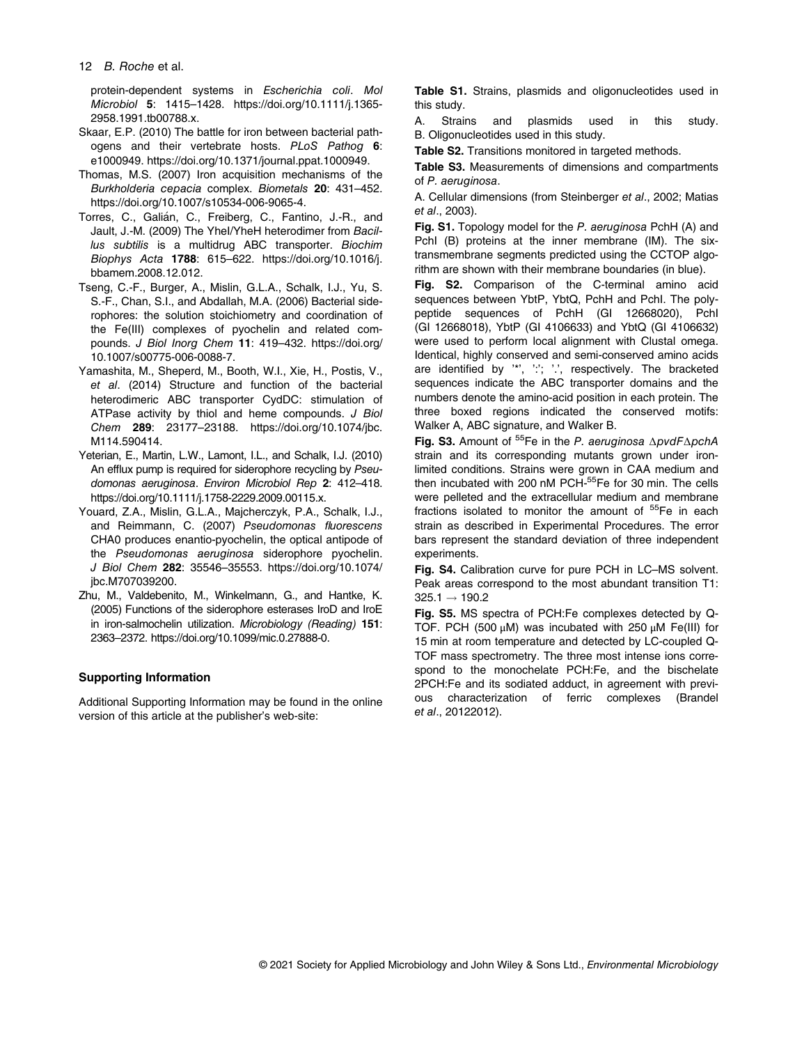protein-dependent systems in *Escherichia coli*. *Mol Microbiol* **5**: 1415–1428. https://doi.org/10.1111/j.1365-2958.1991.tb00788.x.

Skaar, E.P. (2010) The battle for iron between bacterial pathogens and their vertebrate hosts. *PLoS Pathog* **6**: e1000949. https://doi.org/10.1371/journal.ppat.1000949.

Thomas, M.S. (2007) Iron acquisition mechanisms of the *Burkholderia cepacia* complex. *Biometals* **20**: 431–452. https://doi.org/10.1007/s10534-006-9065-4.

Torres, C., Galián, C., Freiberg, C., Fantino, J.-R., and Jault, J.-M. (2009) The YheI/YheH heterodimer from *Bacillus subtilis* is a multidrug ABC transporter. *Biochim Biophys Acta* **1788**: 615–622. https://doi.org/10.1016/j.bbamem.2008.12.012.

Tseng, C.-F., Burger, A., Mislin, G.L.A., Schalk, I.J., Yu, S. S.-F., Chan, S.I., and Abdallah, M.A. (2006) Bacterial siderophores: the solution stoichiometry and coordination of the Fe(III) complexes of pyochelin and related compounds. *J Biol Inorg Chem* **11**: 419–432. https://doi.org/10.1007/s00775-006-0088-7.

Yamashita, M., Sheperd, M., Booth, W.I., Xie, H., Postis, V., *et al*. (2014) Structure and function of the bacterial heterodimeric ABC transporter CydDC: stimulation of ATPase activity by thiol and heme compounds. *J Biol Chem* **289**: 23177–23188. https://doi.org/10.1074/jbc.M114.590414.

Yeterian, E., Martin, L.W., Lamont, I.L., and Schalk, I.J. (2010) An efflux pump is required for siderophore recycling by *Pseudomonas aeruginosa*. *Environ Microbiol Rep* **2**: 412–418. https://doi.org/10.1111/j.1758-2229.2009.00115.x.

Youard, Z.A., Mislin, G.L.A., Majcherczyk, P.A., Schalk, I.J., and Reimmann, C. (2007) *Pseudomonas fluorescens* CHA0 produces enantio-pyochelin, the optical antipode of the *Pseudomonas aeruginosa* siderophore pyochelin. *J Biol Chem* **282**: 35546–35553. https://doi.org/10.1074/jbc.M707039200.

Zhu, M., Valdebenito, M., Winkelmann, G., and Hantke, K. (2005) Functions of the siderophore esterases IroD and IroE in iron-salmochelin utilization. *Microbiology (Reading)* **151**: 2363–2372. https://doi.org/10.1099/mic.0.27888-0.

## Supporting Information

Additional Supporting Information may be found in the online version of this article at the publisher's web-site:

**Table S1.** Strains, plasmids and oligonucleotides used in this study.

A. Strains and plasmids used in this study.
B. Oligonucleotides used in this study.

**Table S2.** Transitions monitored in targeted methods.

**Table S3.** Measurements of dimensions and compartments of *P. aeruginosa*.

A. Cellular dimensions (from Steinberger *et al*., 2002; Matias *et al*., 2003).

**Fig. S1.** Topology model for the *P. aeruginosa* PchH (A) and PchI (B) proteins at the inner membrane (IM). The six-transmembrane segments predicted using the CCTOP algorithm are shown with their membrane boundaries (in blue).

**Fig. S2.** Comparison of the C-terminal amino acid sequences between YbtP, YbtQ, PchH and PchI. The polypeptide sequences of PchH (GI 12668020), PchI (GI 12668018), YbtP (GI 4106633) and YbtQ (GI 4106632) were used to perform local alignment with Clustal omega. Identical, highly conserved and semi-conserved amino acids are identified by '*', ':'; '.', respectively. The bracketed sequences indicate the ABC transporter domains and the numbers denote the amino-acid position in each protein. The three boxed regions indicated the conserved motifs: Walker A, ABC signature, and Walker B.

**Fig. S3.** Amount of $^{55}$Fe in the *P. aeruginosa* Δ*pvdF*Δ*pchA* strain and its corresponding mutants grown under iron-limited conditions. Strains were grown in CAA medium and then incubated with 200 nM PCH-$^{55}$Fe for 30 min. The cells were pelleted and the extracellular medium and membrane fractions isolated to monitor the amount of $^{55}$Fe in each strain as described in Experimental Procedures. The error bars represent the standard deviation of three independent experiments.

**Fig. S4.** Calibration curve for pure PCH in LC–MS solvent. Peak areas correspond to the most abundant transition T1: 325.1 → 190.2

**Fig. S5.** MS spectra of PCH:Fe complexes detected by Q-TOF. PCH (500 μM) was incubated with 250 μM Fe(III) for 15 min at room temperature and detected by LC-coupled Q-TOF mass spectrometry. The three most intense ions correspond to the monochelate PCH:Fe, and the bischelate 2PCH:Fe and its sodiated adduct, in agreement with previous characterization of ferric complexes (Brandel *et al*., 20122012).